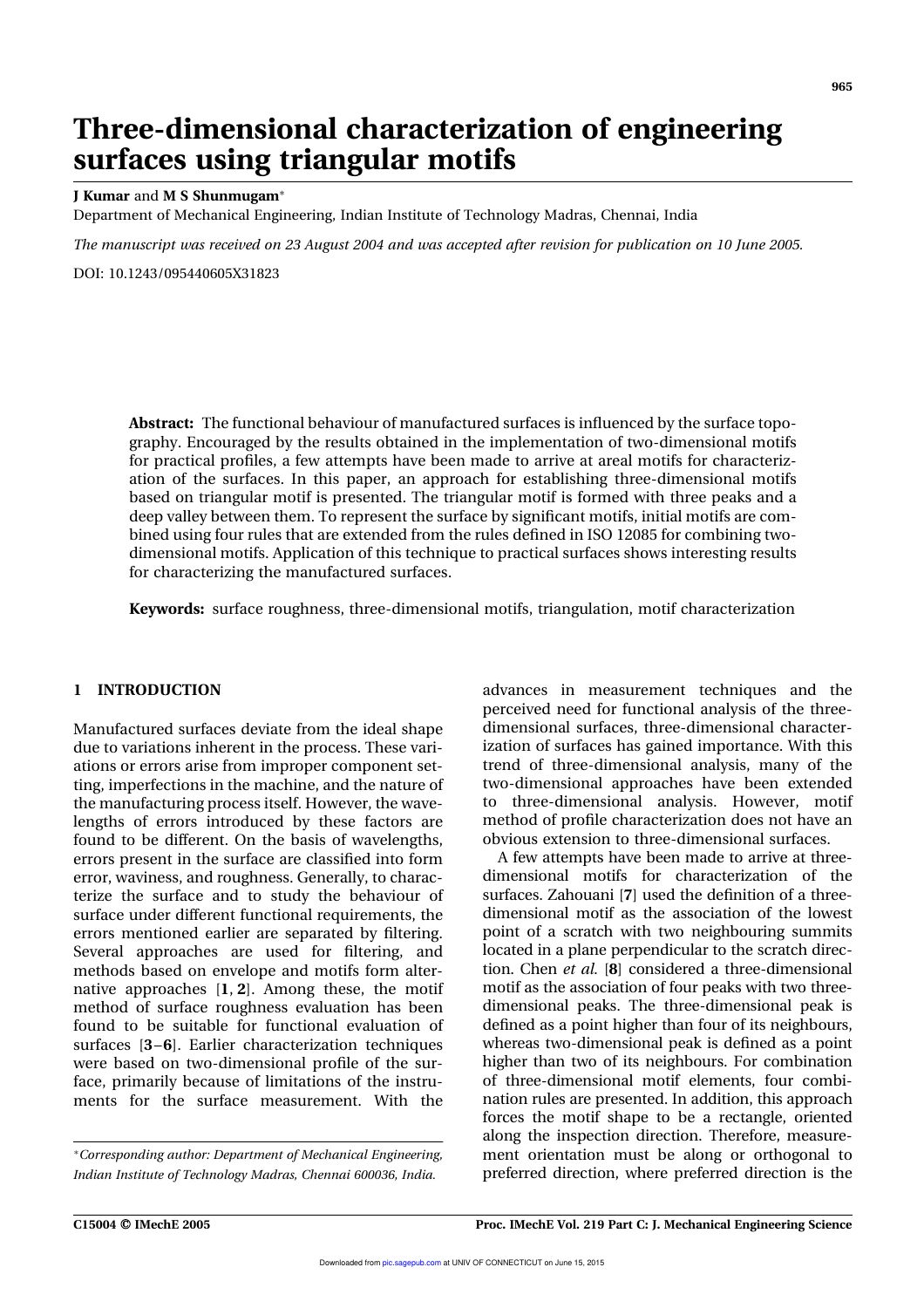# Three-dimensional characterization of engineering surfaces using triangular motifs

**J Kumar** and **M S Shunmugam***

Department of Mechanical Engineering, Indian Institute of Technology Madras, Chennai, India

*The manuscript was received on 23 August 2004 and was accepted after revision for publication on 10 June 2005.*

DOI: 10.1243/095440605X31823

**Abstract:** The functional behaviour of manufactured surfaces is influenced by the surface topography. Encouraged by the results obtained in the implementation of two-dimensional motifs for practical profiles, a few attempts have been made to arrive at areal motifs for characterization of the surfaces. In this paper, an approach for establishing three-dimensional motifs based on triangular motif is presented. The triangular motif is formed with three peaks and a deep valley between them. To represent the surface by significant motifs, initial motifs are combined using four rules that are extended from the rules defined in ISO 12085 for combining two-dimensional motifs. Application of this technique to practical surfaces shows interesting results for characterizing the manufactured surfaces.

**Keywords:** surface roughness, three-dimensional motifs, triangulation, motif characterization

## 1 INTRODUCTION

Manufactured surfaces deviate from the ideal shape due to variations inherent in the process. These variations or errors arise from improper component setting, imperfections in the machine, and the nature of the manufacturing process itself. However, the wavelengths of errors introduced by these factors are found to be different. On the basis of wavelengths, errors present in the surface are classified into form error, waviness, and roughness. Generally, to characterize the surface and to study the behaviour of surface under different functional requirements, the errors mentioned earlier are separated by filtering. Several approaches are used for filtering, and methods based on envelope and motifs form alternative approaches [**1**, **2**]. Among these, the motif method of surface roughness evaluation has been found to be suitable for functional evaluation of surfaces [**3**–**6**]. Earlier characterization techniques were based on two-dimensional profile of the surface, primarily because of limitations of the instruments for the surface measurement. With the advances in measurement techniques and the perceived need for functional analysis of the three-dimensional surfaces, three-dimensional characterization of surfaces has gained importance. With this trend of three-dimensional analysis, many of the two-dimensional approaches have been extended to three-dimensional analysis. However, motif method of profile characterization does not have an obvious extension to three-dimensional surfaces.

A few attempts have been made to arrive at three-dimensional motifs for characterization of the surfaces. Zahouani [**7**] used the definition of a three-dimensional motif as the association of the lowest point of a scratch with two neighbouring summits located in a plane perpendicular to the scratch direction. Chen *et al.* [**8**] considered a three-dimensional motif as the association of four peaks with two three-dimensional peaks. The three-dimensional peak is defined as a point higher than four of its neighbours, whereas two-dimensional peak is defined as a point higher than two of its neighbours. For combination of three-dimensional motif elements, four combination rules are presented. In addition, this approach forces the motif shape to be a rectangle, oriented along the inspection direction. Therefore, measurement orientation must be along or orthogonal to preferred direction, where preferred direction is the

*Corresponding author: Department of Mechanical Engineering, Indian Institute of Technology Madras, Chennai 600036, India.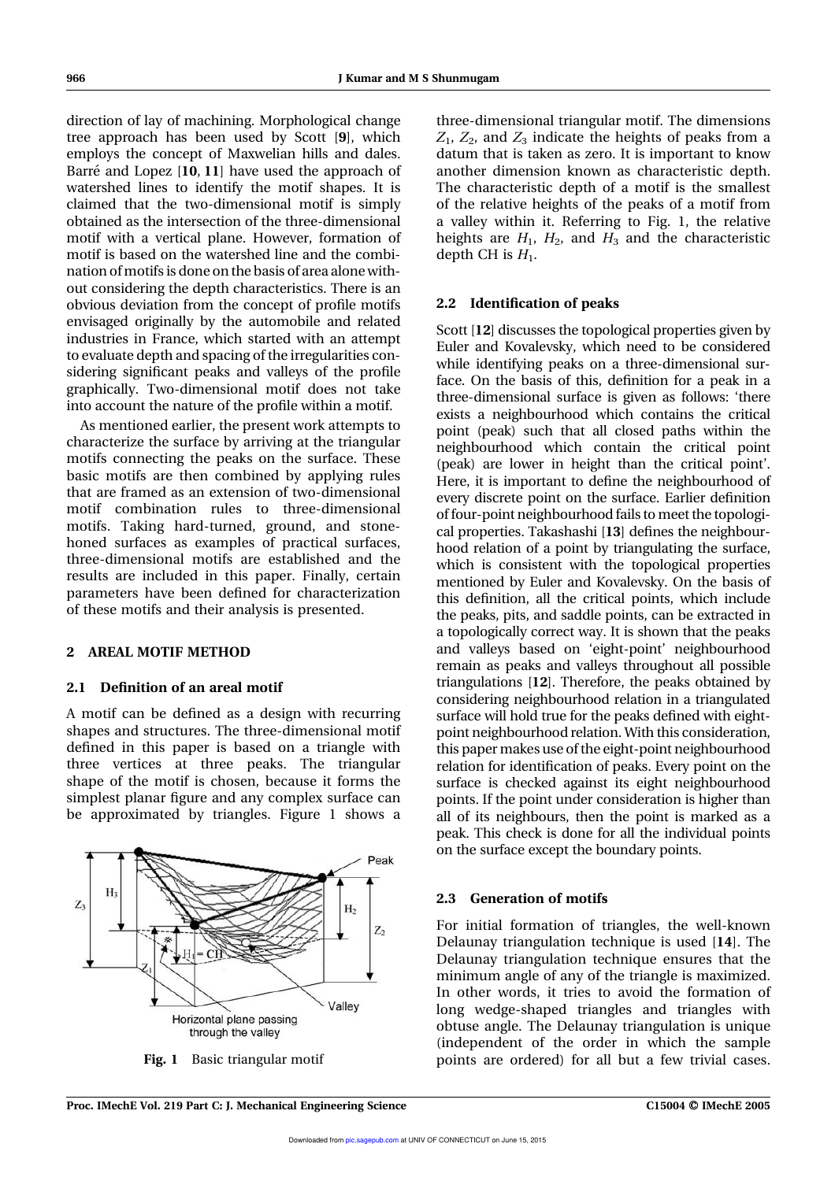direction of lay of machining. Morphological change tree approach has been used by Scott [**9**], which employs the concept of Maxwelian hills and dales. Barré and Lopez [**10**, **11**] have used the approach of watershed lines to identify the motif shapes. It is claimed that the two-dimensional motif is simply obtained as the intersection of the three-dimensional motif with a vertical plane. However, formation of motif is based on the watershed line and the combination of motifs is done on the basis of area alone without considering the depth characteristics. There is an obvious deviation from the concept of profile motifs envisaged originally by the automobile and related industries in France, which started with an attempt to evaluate depth and spacing of the irregularities considering significant peaks and valleys of the profile graphically. Two-dimensional motif does not take into account the nature of the profile within a motif.

As mentioned earlier, the present work attempts to characterize the surface by arriving at the triangular motifs connecting the peaks on the surface. These basic motifs are then combined by applying rules that are framed as an extension of two-dimensional motif combination rules to three-dimensional motifs. Taking hard-turned, ground, and stone-honed surfaces as examples of practical surfaces, three-dimensional motifs are established and the results are included in this paper. Finally, certain parameters have been defined for characterization of these motifs and their analysis is presented.

## 2 AREAL MOTIF METHOD

### 2.1 Definition of an areal motif

A motif can be defined as a design with recurring shapes and structures. The three-dimensional motif defined in this paper is based on a triangle with three vertices at three peaks. The triangular shape of the motif is chosen, because it forms the simplest planar figure and any complex surface can be approximated by triangles. Figure 1 shows a three-dimensional triangular motif. The dimensions $Z_1$, $Z_2$, and $Z_3$ indicate the heights of peaks from a datum that is taken as zero. It is important to know another dimension known as characteristic depth. The characteristic depth of a motif is the smallest of the relative heights of the peaks of a motif from a valley within it. Referring to Fig. 1, the relative heights are $H_1$, $H_2$, and $H_3$ and the characteristic depth CH is $H_1$.

**Fig. 1** Basic triangular motif

### 2.2 Identification of peaks

Scott [**12**] discusses the topological properties given by Euler and Kovalevsky, which need to be considered while identifying peaks on a three-dimensional surface. On the basis of this, definition for a peak in a three-dimensional surface is given as follows: 'there exists a neighbourhood which contains the critical point (peak) such that all closed paths within the neighbourhood which contain the critical point (peak) are lower in height than the critical point'. Here, it is important to define the neighbourhood of every discrete point on the surface. Earlier definition of four-point neighbourhood fails to meet the topological properties. Takashashi [**13**] defines the neighbourhood relation of a point by triangulating the surface, which is consistent with the topological properties mentioned by Euler and Kovalevsky. On the basis of this definition, all the critical points, which include the peaks, pits, and saddle points, can be extracted in a topologically correct way. It is shown that the peaks and valleys based on 'eight-point' neighbourhood remain as peaks and valleys throughout all possible triangulations [**12**]. Therefore, the peaks obtained by considering neighbourhood relation in a triangulated surface will hold true for the peaks defined with eight-point neighbourhood relation. With this consideration, this paper makes use of the eight-point neighbourhood relation for identification of peaks. Every point on the surface is checked against its eight neighbourhood points. If the point under consideration is higher than all of its neighbours, then the point is marked as a peak. This check is done for all the individual points on the surface except the boundary points.

### 2.3 Generation of motifs

For initial formation of triangles, the well-known Delaunay triangulation technique is used [**14**]. The Delaunay triangulation technique ensures that the minimum angle of any of the triangle is maximized. In other words, it tries to avoid the formation of long wedge-shaped triangles and triangles with obtuse angle. The Delaunay triangulation is unique (independent of the order in which the sample points are ordered) for all but a few trivial cases.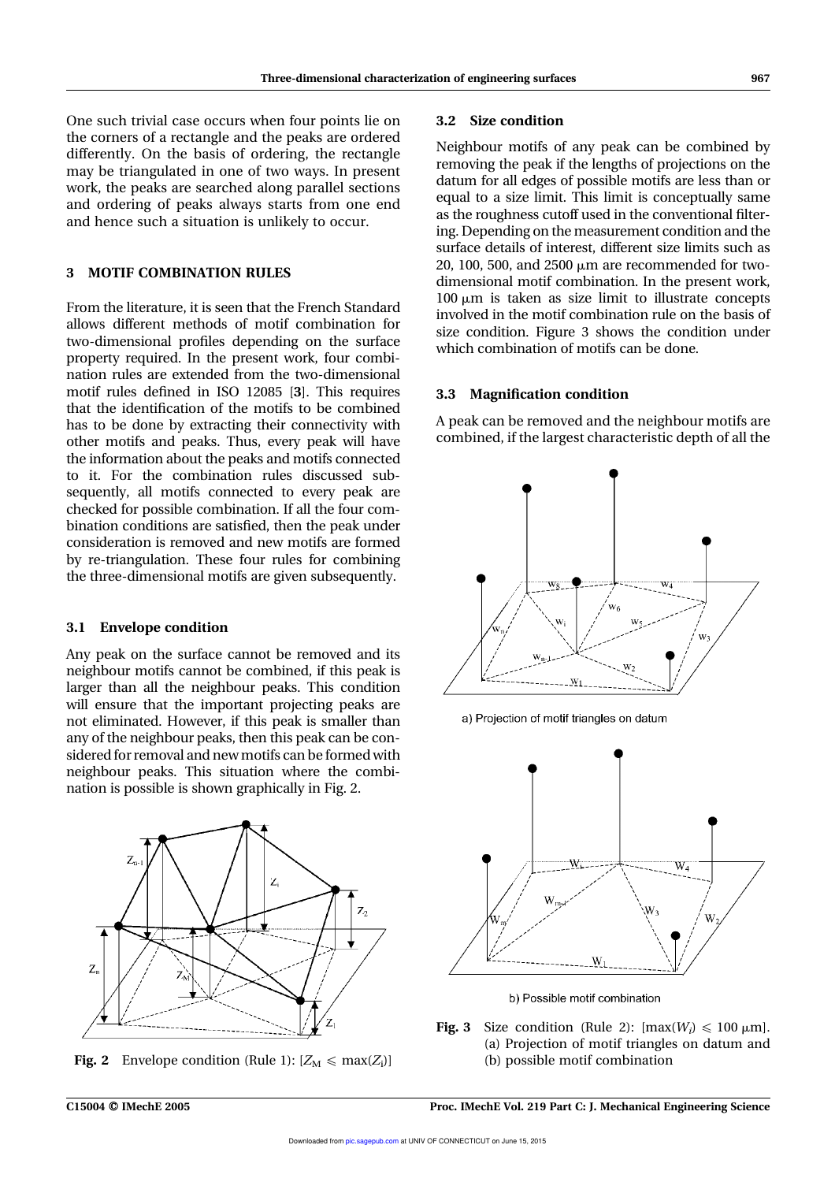One such trivial case occurs when four points lie on the corners of a rectangle and the peaks are ordered differently. On the basis of ordering, the rectangle may be triangulated in one of two ways. In present work, the peaks are searched along parallel sections and ordering of peaks always starts from one end and hence such a situation is unlikely to occur.

## 3 MOTIF COMBINATION RULES

From the literature, it is seen that the French Standard allows different methods of motif combination for two-dimensional profiles depending on the surface property required. In the present work, four combination rules are extended from the two-dimensional motif rules defined in ISO 12085 [**3**]. This requires that the identification of the motifs to be combined has to be done by extracting their connectivity with other motifs and peaks. Thus, every peak will have the information about the peaks and motifs connected to it. For the combination rules discussed subsequently, all motifs connected to every peak are checked for possible combination. If all the four combination conditions are satisfied, then the peak under consideration is removed and new motifs are formed by re-triangulation. These four rules for combining the three-dimensional motifs are given subsequently.

### 3.1 Envelope condition

Any peak on the surface cannot be removed and its neighbour motifs cannot be combined, if this peak is larger than all the neighbour peaks. This condition will ensure that the important projecting peaks are not eliminated. However, if this peak is smaller than any of the neighbour peaks, then this peak can be considered for removal and new motifs can be formed with neighbour peaks. This situation where the combination is possible is shown graphically in Fig. 2.

**Fig. 2** Envelope condition (Rule 1): [$Z_M \leqslant \max(Z_i)$]

### 3.2 Size condition

Neighbour motifs of any peak can be combined by removing the peak if the lengths of projections on the datum for all edges of possible motifs are less than or equal to a size limit. This limit is conceptually same as the roughness cutoff used in the conventional filtering. Depending on the measurement condition and the surface details of interest, different size limits such as 20, 100, 500, and 2500 μm are recommended for two-dimensional motif combination. In the present work, 100 μm is taken as size limit to illustrate concepts involved in the motif combination rule on the basis of size condition. Figure 3 shows the condition under which combination of motifs can be done.

### 3.3 Magnification condition

A peak can be removed and the neighbour motifs are combined, if the largest characteristic depth of all the

**Fig. 3** Size condition (Rule 2): [$\max(W_i) \leqslant 100$ μm]. (a) Projection of motif triangles on datum and (b) possible motif combination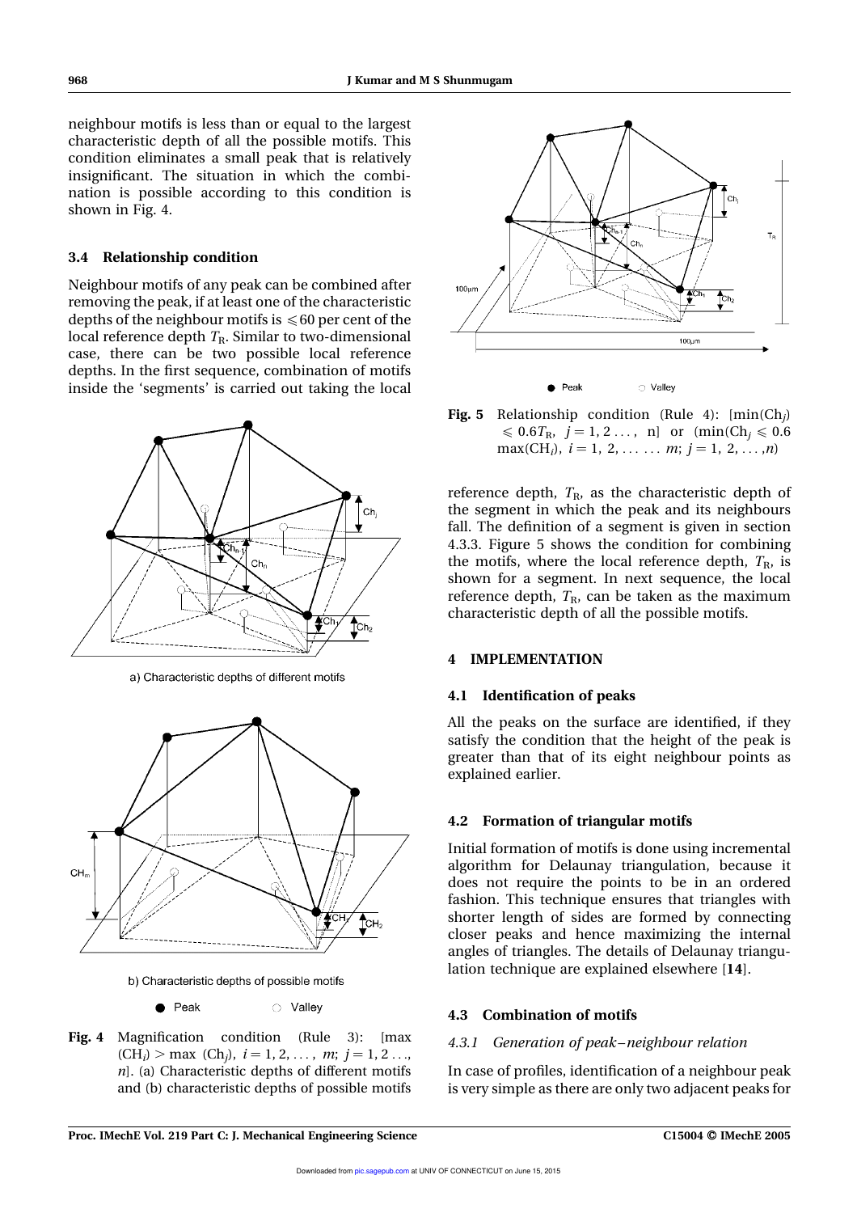neighbour motifs is less than or equal to the largest characteristic depth of all the possible motifs. This condition eliminates a small peak that is relatively insignificant. The situation in which the combination is possible according to this condition is shown in Fig. 4.

### 3.4 Relationship condition

Neighbour motifs of any peak can be combined after removing the peak, if at least one of the characteristic depths of the neighbour motifs is $\leqslant 60$ per cent of the local reference depth $T_R$. Similar to two-dimensional case, there can be two possible local reference depths. In the first sequence, combination of motifs inside the 'segments' is carried out taking the local reference depth, $T_R$, as the characteristic depth of the segment in which the peak and its neighbours fall. The definition of a segment is given in section 4.3.3. Figure 5 shows the condition for combining the motifs, where the local reference depth, $T_R$, is shown for a segment. In next sequence, the local reference depth, $T_R$, can be taken as the maximum characteristic depth of all the possible motifs.

**Fig. 4** Magnification condition (Rule 3): [max $(\mathrm{CH}_i) > \max(\mathrm{Ch}_j)$, $i = 1, 2, \ldots, m$; $j = 1, 2 \ldots, n$]. (a) Characteristic depths of different motifs and (b) characteristic depths of possible motifs

**Fig. 5** Relationship condition (Rule 4): [$\min(\mathrm{Ch}_j) \leqslant 0.6T_R$, $j = 1, 2 \ldots, n$] or $(\min(\mathrm{Ch}_j \leqslant 0.6 \max(\mathrm{CH}_i)$, $i = 1, 2, \ldots \ldots m$; $j = 1, 2, \ldots, n)$

## 4 IMPLEMENTATION

### 4.1 Identification of peaks

All the peaks on the surface are identified, if they satisfy the condition that the height of the peak is greater than that of its eight neighbour points as explained earlier.

### 4.2 Formation of triangular motifs

Initial formation of motifs is done using incremental algorithm for Delaunay triangulation, because it does not require the points to be in an ordered fashion. This technique ensures that triangles with shorter length of sides are formed by connecting closer peaks and hence maximizing the internal angles of triangles. The details of Delaunay triangulation technique are explained elsewhere [**14**].

### 4.3 Combination of motifs

#### *4.3.1 Generation of peak–neighbour relation*

In case of profiles, identification of a neighbour peak is very simple as there are only two adjacent peaks for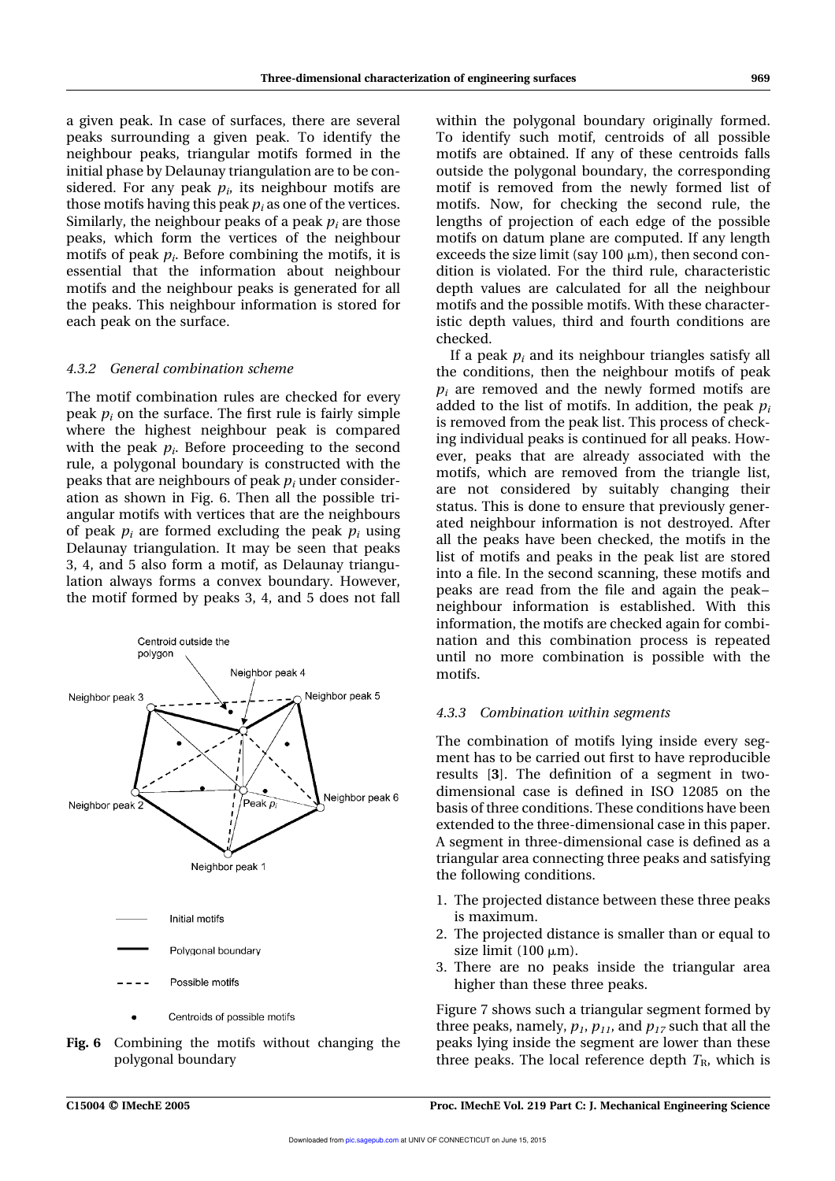a given peak. In case of surfaces, there are several peaks surrounding a given peak. To identify the neighbour peaks, triangular motifs formed in the initial phase by Delaunay triangulation are to be considered. For any peak $p_i$, its neighbour motifs are those motifs having this peak $p_i$ as one of the vertices. Similarly, the neighbour peaks of a peak $p_i$ are those peaks, which form the vertices of the neighbour motifs of peak $p_i$. Before combining the motifs, it is essential that the information about neighbour motifs and the neighbour peaks is generated for all the peaks. This neighbour information is stored for each peak on the surface.

#### 4.3.2 General combination scheme

The motif combination rules are checked for every peak $p_i$ on the surface. The first rule is fairly simple where the highest neighbour peak is compared with the peak $p_i$. Before proceeding to the second rule, a polygonal boundary is constructed with the peaks that are neighbours of peak $p_i$ under consideration as shown in Fig. 6. Then all the possible triangular motifs with vertices that are the neighbours of peak $p_i$ are formed excluding the peak $p_i$ using Delaunay triangulation. It may be seen that peaks 3, 4, and 5 also form a motif, as Delaunay triangulation always forms a convex boundary. However, the motif formed by peaks 3, 4, and 5 does not fall within the polygonal boundary originally formed. To identify such motif, centroids of all possible motifs are obtained. If any of these centroids falls outside the polygonal boundary, the corresponding motif is removed from the newly formed list of motifs. Now, for checking the second rule, the lengths of projection of each edge of the possible motifs on datum plane are computed. If any length exceeds the size limit (say 100 μm), then second condition is violated. For the third rule, characteristic depth values are calculated for all the neighbour motifs and the possible motifs. With these characteristic depth values, third and fourth conditions are checked.

Fig. 6 Combining the motifs without changing the polygonal boundary

If a peak $p_i$ and its neighbour triangles satisfy all the conditions, then the neighbour motifs of peak $p_i$ are removed and the newly formed motifs are added to the list of motifs. In addition, the peak $p_i$ is removed from the peak list. This process of checking individual peaks is continued for all peaks. However, peaks that are already associated with the motifs, which are removed from the triangle list, are not considered by suitably changing their status. This is done to ensure that previously generated neighbour information is not destroyed. After all the peaks have been checked, the motifs in the list of motifs and peaks in the peak list are stored into a file. In the second scanning, these motifs and peaks are read from the file and again the peak–neighbour information is established. With this information, the motifs are checked again for combination and this combination process is repeated until no more combination is possible with the motifs.

#### 4.3.3 Combination within segments

The combination of motifs lying inside every segment has to be carried out first to have reproducible results [**3**]. The definition of a segment in two-dimensional case is defined in ISO 12085 on the basis of three conditions. These conditions have been extended to the three-dimensional case in this paper. A segment in three-dimensional case is defined as a triangular area connecting three peaks and satisfying the following conditions.

1. The projected distance between these three peaks is maximum.
2. The projected distance is smaller than or equal to size limit (100 μm).
3. There are no peaks inside the triangular area higher than these three peaks.

Figure 7 shows such a triangular segment formed by three peaks, namely, $p_1$, $p_{11}$, and $p_{17}$ such that all the peaks lying inside the segment are lower than these three peaks. The local reference depth $T_R$, which is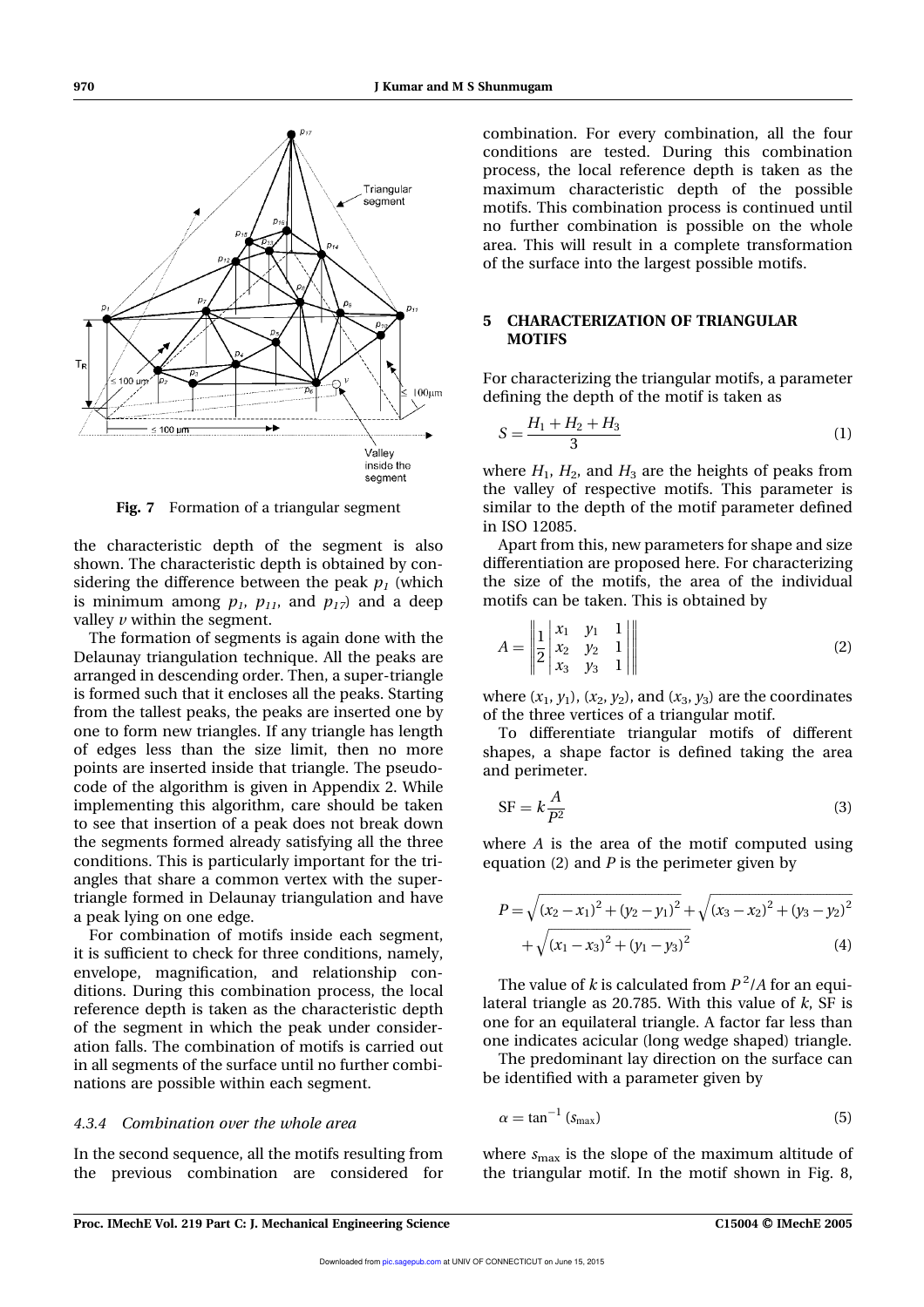Fig. 7 Formation of a triangular segment

the characteristic depth of the segment is also shown. The characteristic depth is obtained by considering the difference between the peak $p_1$ (which is minimum among $p_1$, $p_{11}$, and $p_{17}$) and a deep valley $v$ within the segment.

The formation of segments is again done with the Delaunay triangulation technique. All the peaks are arranged in descending order. Then, a super-triangle is formed such that it encloses all the peaks. Starting from the tallest peaks, the peaks are inserted one by one to form new triangles. If any triangle has length of edges less than the size limit, then no more points are inserted inside that triangle. The pseudocode of the algorithm is given in Appendix 2. While implementing this algorithm, care should be taken to see that insertion of a peak does not break down the segments formed already satisfying all the three conditions. This is particularly important for the triangles that share a common vertex with the super-triangle formed in Delaunay triangulation and have a peak lying on one edge.

For combination of motifs inside each segment, it is sufficient to check for three conditions, namely, envelope, magnification, and relationship conditions. During this combination process, the local reference depth is taken as the characteristic depth of the segment in which the peak under consideration falls. The combination of motifs is carried out in all segments of the surface until no further combinations are possible within each segment.

#### 4.3.4 Combination over the whole area

In the second sequence, all the motifs resulting from the previous combination are considered for combination. For every combination, all the four conditions are tested. During this combination process, the local reference depth is taken as the maximum characteristic depth of the possible motifs. This combination process is continued until no further combination is possible on the whole area. This will result in a complete transformation of the surface into the largest possible motifs.

## 5 CHARACTERIZATION OF TRIANGULAR MOTIFS

For characterizing the triangular motifs, a parameter defining the depth of the motif is taken as

$$S = \frac{H_1 + H_2 + H_3}{3} \tag{1}$$

where $H_1$, $H_2$, and $H_3$ are the heights of peaks from the valley of respective motifs. This parameter is similar to the depth of the motif parameter defined in ISO 12085.

Apart from this, new parameters for shape and size differentiation are proposed here. For characterizing the size of the motifs, the area of the individual motifs can be taken. This is obtained by

$$A = \left\| \frac{1}{2} \begin{vmatrix} x_1 & y_1 & 1 \\ x_2 & y_2 & 1 \\ x_3 & y_3 & 1 \end{vmatrix} \right\| \tag{2}$$

where $(x_1, y_1)$, $(x_2, y_2)$, and $(x_3, y_3)$ are the coordinates of the three vertices of a triangular motif.

To differentiate triangular motifs of different shapes, a shape factor is defined taking the area and perimeter.

$$\text{SF} = k\frac{A}{P^2} \tag{3}$$

where $A$ is the area of the motif computed using equation (2) and $P$ is the perimeter given by

$$P = \sqrt{(x_2 - x_1)^2 + (y_2 - y_1)^2} + \sqrt{(x_3 - x_2)^2 + (y_3 - y_2)^2} + \sqrt{(x_1 - x_3)^2 + (y_1 - y_3)^2} \tag{4}$$

The value of $k$ is calculated from $P^2/A$ for an equilateral triangle as 20.785. With this value of $k$, SF is one for an equilateral triangle. A factor far less than one indicates acicular (long wedge shaped) triangle.

The predominant lay direction on the surface can be identified with a parameter given by

$$\alpha = \tan^{-1}(s_{\max}) \tag{5}$$

where $s_{\max}$ is the slope of the maximum altitude of the triangular motif. In the motif shown in Fig. 8,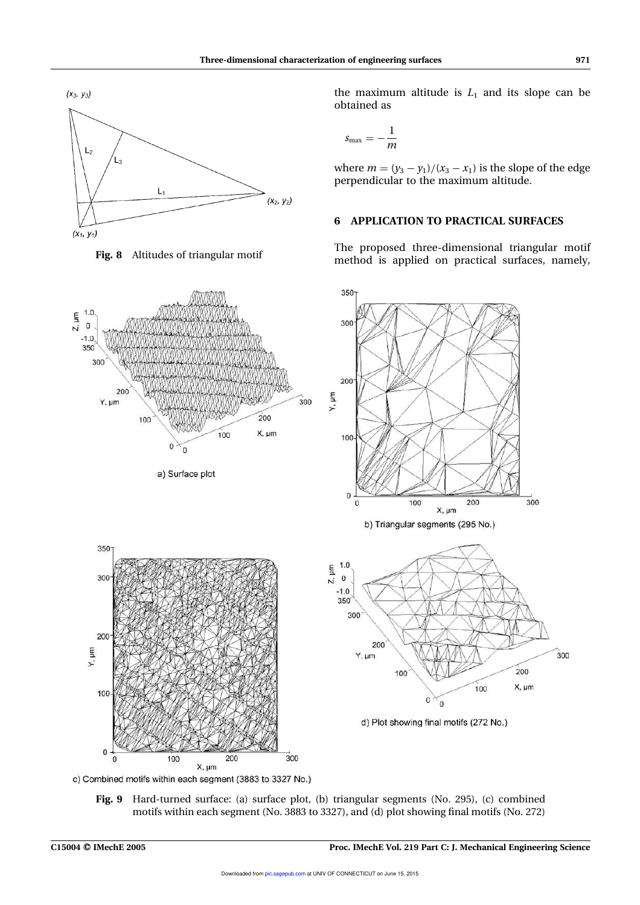Fig. 8 Altitudes of triangular motif

the maximum altitude is $L_1$ and its slope can be obtained as

$$s_{\max} = -\frac{1}{m}$$

where $m = (y_3 - y_1)/(x_3 - x_1)$ is the slope of the edge perpendicular to the maximum altitude.

## 6 APPLICATION TO PRACTICAL SURFACES

The proposed three-dimensional triangular motif method is applied on practical surfaces, namely,

a) Surface plot

b) Triangular segments (295 No.)

c) Combined motifs within each segment (3883 to 3327 No.)

d) Plot showing final motifs (272 No.)

**Fig. 9** Hard-turned surface: (a) surface plot, (b) triangular segments (No. 295), (c) combined motifs within each segment (No. 3883 to 3327), and (d) plot showing final motifs (No. 272)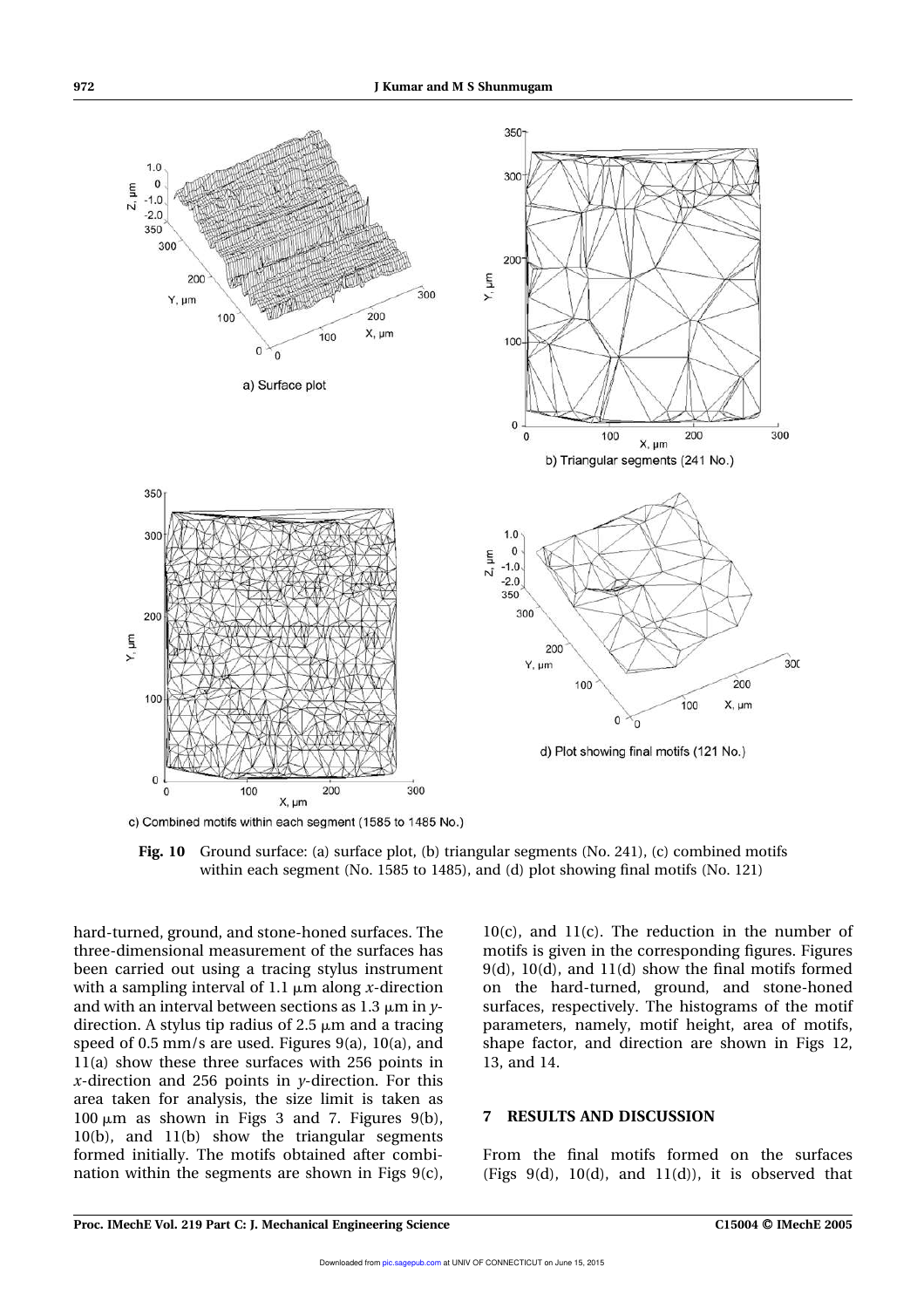Fig. 10 Ground surface: (a) surface plot, (b) triangular segments (No. 241), (c) combined motifs within each segment (No. 1585 to 1485), and (d) plot showing final motifs (No. 121)

hard-turned, ground, and stone-honed surfaces. The three-dimensional measurement of the surfaces has been carried out using a tracing stylus instrument with a sampling interval of 1.1 μm along $x$-direction and with an interval between sections as 1.3 μm in $y$-direction. A stylus tip radius of 2.5 μm and a tracing speed of 0.5 mm/s are used. Figures 9(a), 10(a), and 11(a) show these three surfaces with 256 points in $x$-direction and 256 points in $y$-direction. For this area taken for analysis, the size limit is taken as 100 μm as shown in Figs 3 and 7. Figures 9(b), 10(b), and 11(b) show the triangular segments formed initially. The motifs obtained after combination within the segments are shown in Figs 9(c), 10(c), and 11(c). The reduction in the number of motifs is given in the corresponding figures. Figures 9(d), 10(d), and 11(d) show the final motifs formed on the hard-turned, ground, and stone-honed surfaces, respectively. The histograms of the motif parameters, namely, motif height, area of motifs, shape factor, and direction are shown in Figs 12, 13, and 14.

## 7 RESULTS AND DISCUSSION

From the final motifs formed on the surfaces (Figs 9(d), 10(d), and 11(d)), it is observed that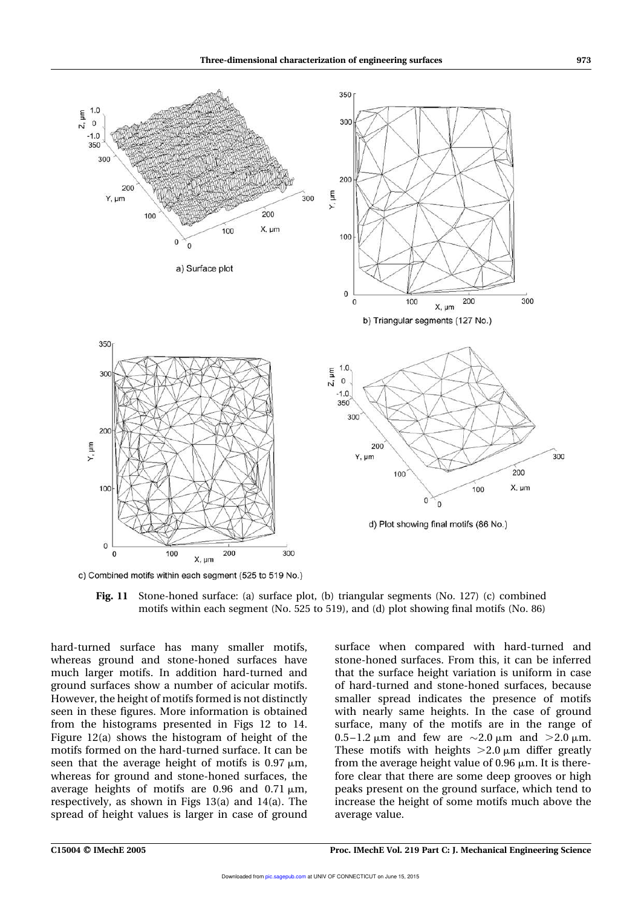a) Surface plot

b) Triangular segments (127 No.)

c) Combined motifs within each segment (525 to 519 No.)

d) Plot showing final motifs (86 No.)

**Fig. 11** Stone-honed surface: (a) surface plot, (b) triangular segments (No. 127) (c) combined motifs within each segment (No. 525 to 519), and (d) plot showing final motifs (No. 86)

hard-turned surface has many smaller motifs, whereas ground and stone-honed surfaces have much larger motifs. In addition hard-turned and ground surfaces show a number of acicular motifs. However, the height of motifs formed is not distinctly seen in these figures. More information is obtained from the histograms presented in Figs 12 to 14. Figure 12(a) shows the histogram of height of the motifs formed on the hard-turned surface. It can be seen that the average height of motifs is 0.97 μm, whereas for ground and stone-honed surfaces, the average heights of motifs are 0.96 and 0.71 μm, respectively, as shown in Figs 13(a) and 14(a). The spread of height values is larger in case of ground surface when compared with hard-turned and stone-honed surfaces. From this, it can be inferred that the surface height variation is uniform in case of hard-turned and stone-honed surfaces, because smaller spread indicates the presence of motifs with nearly same heights. In the case of ground surface, many of the motifs are in the range of 0.5–1.2 μm and few are ~2.0 μm and >2.0 μm. These motifs with heights >2.0 μm differ greatly from the average height value of 0.96 μm. It is therefore clear that there are some deep grooves or high peaks present on the ground surface, which tend to increase the height of some motifs much above the average value.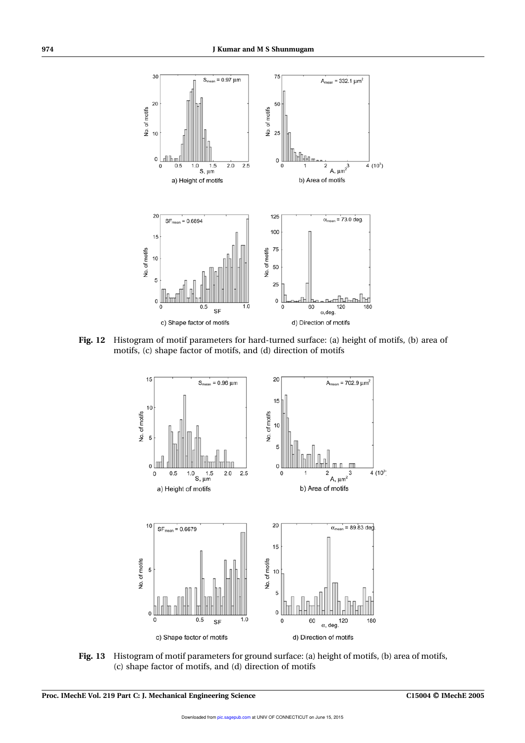**Fig. 12** Histogram of motif parameters for hard-turned surface: (a) height of motifs, (b) area of motifs, (c) shape factor of motifs, and (d) direction of motifs

**Fig. 13** Histogram of motif parameters for ground surface: (a) height of motifs, (b) area of motifs, (c) shape factor of motifs, and (d) direction of motifs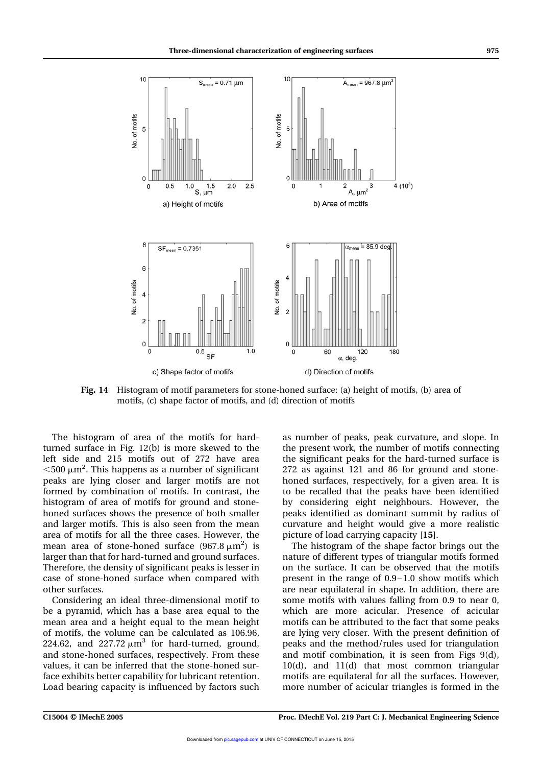**Fig. 14** Histogram of motif parameters for stone-honed surface: (a) height of motifs, (b) area of motifs, (c) shape factor of motifs, and (d) direction of motifs

The histogram of area of the motifs for hard-turned surface in Fig. 12(b) is more skewed to the left side and 215 motifs out of 272 have area $<500\ \mu m^2$. This happens as a number of significant peaks are lying closer and larger motifs are not formed by combination of motifs. In contrast, the histogram of area of motifs for ground and stone-honed surfaces shows the presence of both smaller and larger motifs. This is also seen from the mean area of motifs for all the three cases. However, the mean area of stone-honed surface ($967.8\ \mu m^2$) is larger than that for hard-turned and ground surfaces. Therefore, the density of significant peaks is lesser in case of stone-honed surface when compared with other surfaces.

Considering an ideal three-dimensional motif to be a pyramid, which has a base area equal to the mean area and a height equal to the mean height of motifs, the volume can be calculated as 106.96, 224.62, and 227.72 $\mu m^3$ for hard-turned, ground, and stone-honed surfaces, respectively. From these values, it can be inferred that the stone-honed surface exhibits better capability for lubricant retention. Load bearing capacity is influenced by factors such as number of peaks, peak curvature, and slope. In the present work, the number of motifs connecting the significant peaks for the hard-turned surface is 272 as against 121 and 86 for ground and stone-honed surfaces, respectively, for a given area. It is to be recalled that the peaks have been identified by considering eight neighbours. However, the peaks identified as dominant summit by radius of curvature and height would give a more realistic picture of load carrying capacity [**15**].

The histogram of the shape factor brings out the nature of different types of triangular motifs formed on the surface. It can be observed that the motifs present in the range of 0.9–1.0 show motifs which are near equilateral in shape. In addition, there are some motifs with values falling from 0.9 to near 0, which are more acicular. Presence of acicular motifs can be attributed to the fact that some peaks are lying very closer. With the present definition of peaks and the method/rules used for triangulation and motif combination, it is seen from Figs 9(d), 10(d), and 11(d) that most common triangular motifs are equilateral for all the surfaces. However, more number of acicular triangles is formed in the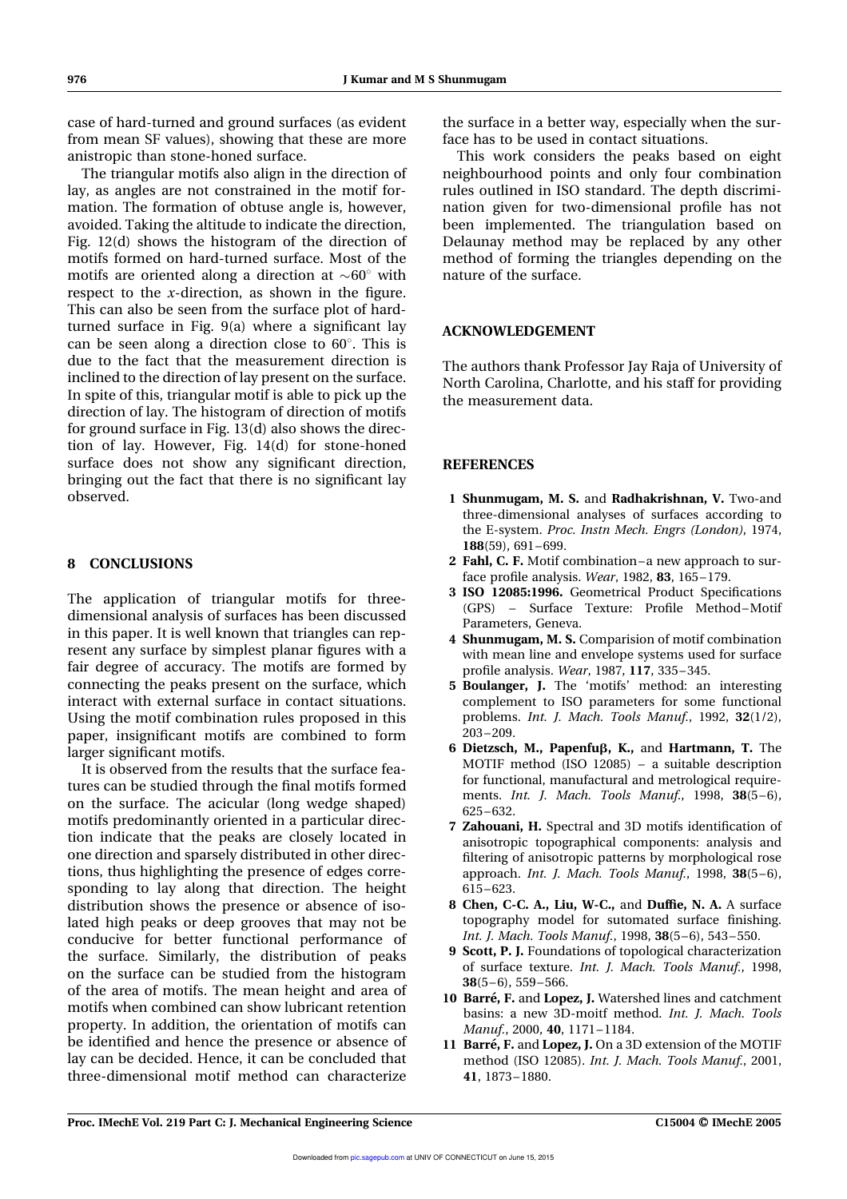case of hard-turned and ground surfaces (as evident from mean SF values), showing that these are more anistropic than stone-honed surface.

The triangular motifs also align in the direction of lay, as angles are not constrained in the motif formation. The formation of obtuse angle is, however, avoided. Taking the altitude to indicate the direction, Fig. 12(d) shows the histogram of the direction of motifs formed on hard-turned surface. Most of the motifs are oriented along a direction at $\sim 60^{\circ}$ with respect to the *x*-direction, as shown in the figure. This can also be seen from the surface plot of hard-turned surface in Fig. 9(a) where a significant lay can be seen along a direction close to $60^{\circ}$. This is due to the fact that the measurement direction is inclined to the direction of lay present on the surface. In spite of this, triangular motif is able to pick up the direction of lay. The histogram of direction of motifs for ground surface in Fig. 13(d) also shows the direction of lay. However, Fig. 14(d) for stone-honed surface does not show any significant direction, bringing out the fact that there is no significant lay observed.

## 8 CONCLUSIONS

The application of triangular motifs for three-dimensional analysis of surfaces has been discussed in this paper. It is well known that triangles can represent any surface by simplest planar figures with a fair degree of accuracy. The motifs are formed by connecting the peaks present on the surface, which interact with external surface in contact situations. Using the motif combination rules proposed in this paper, insignificant motifs are combined to form larger significant motifs.

It is observed from the results that the surface features can be studied through the final motifs formed on the surface. The acicular (long wedge shaped) motifs predominantly oriented in a particular direction indicate that the peaks are closely located in one direction and sparsely distributed in other directions, thus highlighting the presence of edges corresponding to lay along that direction. The height distribution shows the presence or absence of isolated high peaks or deep grooves that may not be conducive for better functional performance of the surface. Similarly, the distribution of peaks on the surface can be studied from the histogram of the area of motifs. The mean height and area of motifs when combined can show lubricant retention property. In addition, the orientation of motifs can be identified and hence the presence or absence of lay can be decided. Hence, it can be concluded that three-dimensional motif method can characterize the surface in a better way, especially when the surface has to be used in contact situations.

This work considers the peaks based on eight neighbourhood points and only four combination rules outlined in ISO standard. The depth discrimination given for two-dimensional profile has not been implemented. The triangulation based on Delaunay method may be replaced by any other method of forming the triangles depending on the nature of the surface.

## ACKNOWLEDGEMENT

The authors thank Professor Jay Raja of University of North Carolina, Charlotte, and his staff for providing the measurement data.

## REFERENCES

1. **Shunmugam, M. S.** and **Radhakrishnan, V.** Two-and three-dimensional analyses of surfaces according to the E-system. *Proc. Instn Mech. Engrs (London)*, 1974, **188**(59), 691–699.
2. **Fahl, C. F.** Motif combination–a new approach to surface profile analysis. *Wear*, 1982, **83**, 165–179.
3. **ISO 12085:1996.** Geometrical Product Specifications (GPS) – Surface Texture: Profile Method–Motif Parameters, Geneva.
4. **Shunmugam, M. S.** Comparision of motif combination with mean line and envelope systems used for surface profile analysis. *Wear*, 1987, **117**, 335–345.
5. **Boulanger, J.** The 'motifs' method: an interesting complement to ISO parameters for some functional problems. *Int. J. Mach. Tools Manuf.*, 1992, **32**(1/2), 203–209.
6. **Dietzsch, M., Papenfuβ, K.,** and **Hartmann, T.** The MOTIF method (ISO 12085) – a suitable description for functional, manufactural and metrological requirements. *Int. J. Mach. Tools Manuf.*, 1998, **38**(5–6), 625–632.
7. **Zahouani, H.** Spectral and 3D motifs identification of anisotropic topographical components: analysis and filtering of anisotropic patterns by morphological rose approach. *Int. J. Mach. Tools Manuf.*, 1998, **38**(5–6), 615–623.
8. **Chen, C-C. A., Liu, W-C.,** and **Duffie, N. A.** A surface topography model for sutomated surface finishing. *Int. J. Mach. Tools Manuf.*, 1998, **38**(5–6), 543–550.
9. **Scott, P. J.** Foundations of topological characterization of surface texture. *Int. J. Mach. Tools Manuf.*, 1998, **38**(5–6), 559–566.
10. **Barré, F.** and **Lopez, J.** Watershed lines and catchment basins: a new 3D-moitf method. *Int. J. Mach. Tools Manuf.*, 2000, **40**, 1171–1184.
11. **Barré, F.** and **Lopez, J.** On a 3D extension of the MOTIF method (ISO 12085). *Int. J. Mach. Tools Manuf.*, 2001, **41**, 1873–1880.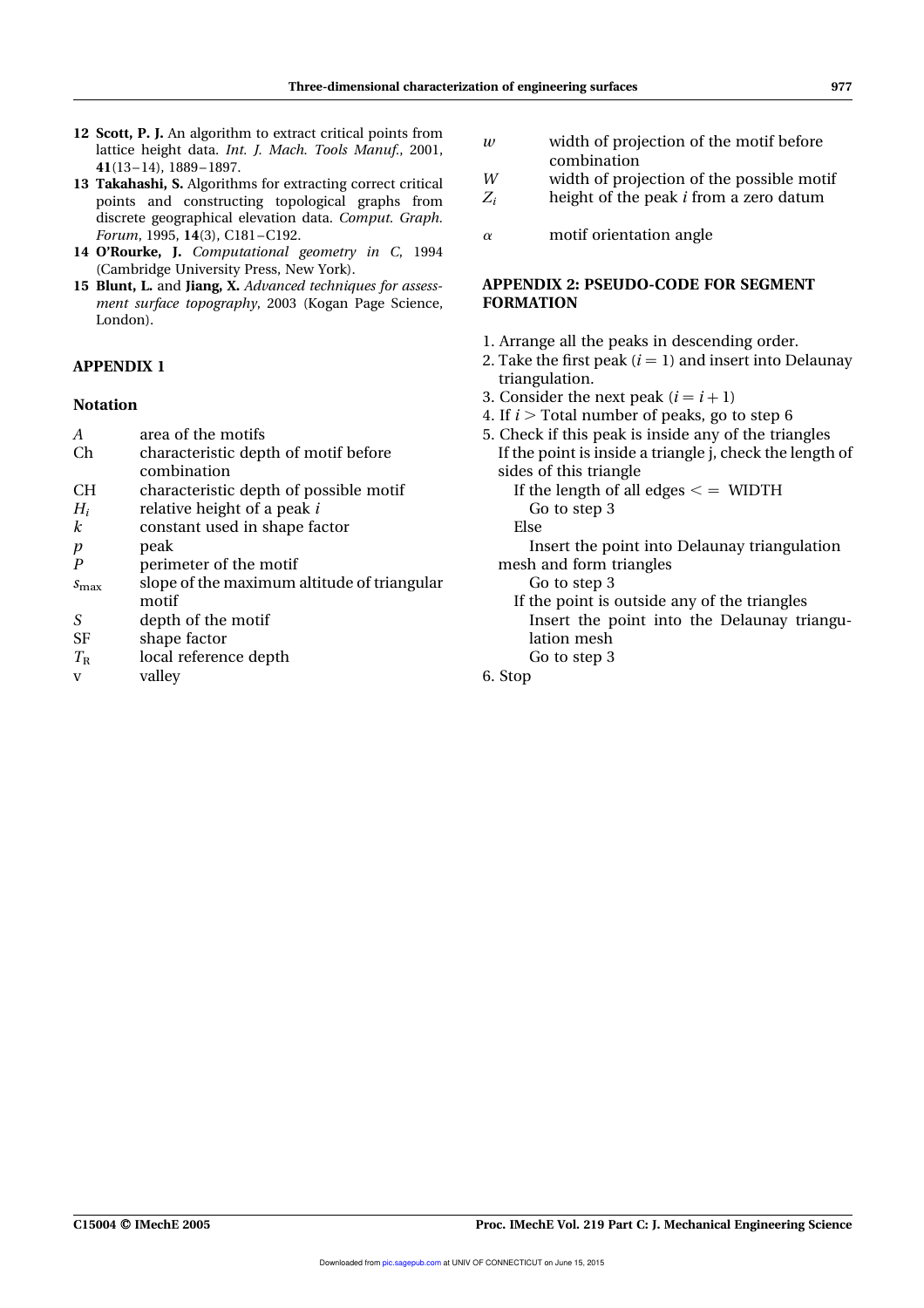12 **Scott, P. J.** An algorithm to extract critical points from lattice height data. *Int. J. Mach. Tools Manuf.*, 2001, **41**(13–14), 1889–1897.

13 **Takahashi, S.** Algorithms for extracting correct critical points and constructing topological graphs from discrete geographical elevation data. *Comput. Graph. Forum*, 1995, **14**(3), C181–C192.

14 **O'Rourke, J.** *Computational geometry in C*, 1994 (Cambridge University Press, New York).

15 **Blunt, L.** and **Jiang, X.** *Advanced techniques for assessment surface topography*, 2003 (Kogan Page Science, London).

## APPENDIX 1

### Notation

| | |
|---|---|
| $A$ | area of the motifs |
| Ch | characteristic depth of motif before combination |
| CH | characteristic depth of possible motif |
| $H_i$ | relative height of a peak $i$ |
| $k$ | constant used in shape factor |
| $p$ | peak |
| $P$ | perimeter of the motif |
| $s_{\max}$ | slope of the maximum altitude of triangular motif |
| $S$ | depth of the motif |
| SF | shape factor |
| $T_R$ | local reference depth |
| v | valley |
| $w$ | width of projection of the motif before combination |
| $W$ | width of projection of the possible motif |
| $Z_i$ | height of the peak $i$ from a zero datum |
| $\alpha$ | motif orientation angle |

## APPENDIX 2: PSEUDO-CODE FOR SEGMENT FORMATION

1. Arrange all the peaks in descending order.
2. Take the first peak ($i = 1$) and insert into Delaunay triangulation.
3. Consider the next peak ($i = i + 1$)
4. If $i >$ Total number of peaks, go to step 6
5. Check if this peak is inside any of the triangles
   If the point is inside a triangle j, check the length of sides of this triangle
      If the length of all edges $<=$ WIDTH
         Go to step 3
      Else
         Insert the point into Delaunay triangulation mesh and form triangles
         Go to step 3
      If the point is outside any of the triangles
         Insert the point into the Delaunay triangulation mesh
         Go to step 3
6. Stop